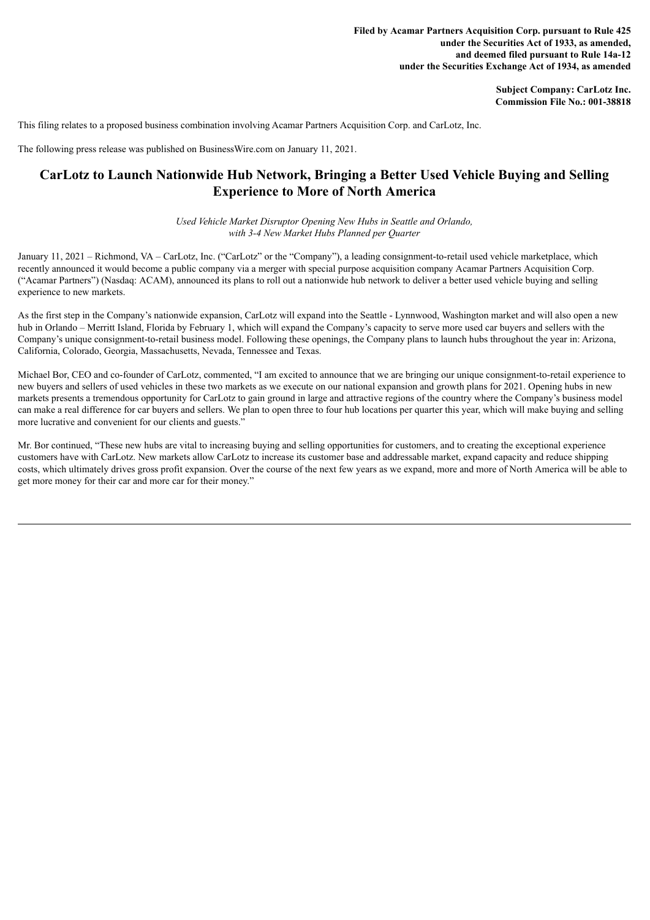**Filed by Acamar Partners Acquisition Corp. pursuant to Rule 425 under the Securities Act of 1933, as amended, and deemed filed pursuant to Rule 14a-12 under the Securities Exchange Act of 1934, as amended**

**Subject Company: CarLotz Inc.**
**Commission File No.: 001-38818**

This filing relates to a proposed business combination involving Acamar Partners Acquisition Corp. and CarLotz, Inc.

The following press release was published on BusinessWire.com on January 11, 2021.

# CarLotz to Launch Nationwide Hub Network, Bringing a Better Used Vehicle Buying and Selling Experience to More of North America

*Used Vehicle Market Disruptor Opening New Hubs in Seattle and Orlando, with 3-4 New Market Hubs Planned per Quarter*

January 11, 2021 – Richmond, VA – CarLotz, Inc. ("CarLotz" or the "Company"), a leading consignment-to-retail used vehicle marketplace, which recently announced it would become a public company via a merger with special purpose acquisition company Acamar Partners Acquisition Corp. ("Acamar Partners") (Nasdaq: ACAM), announced its plans to roll out a nationwide hub network to deliver a better used vehicle buying and selling experience to new markets.

As the first step in the Company's nationwide expansion, CarLotz will expand into the Seattle - Lynnwood, Washington market and will also open a new hub in Orlando – Merritt Island, Florida by February 1, which will expand the Company's capacity to serve more used car buyers and sellers with the Company's unique consignment-to-retail business model. Following these openings, the Company plans to launch hubs throughout the year in: Arizona, California, Colorado, Georgia, Massachusetts, Nevada, Tennessee and Texas.

Michael Bor, CEO and co-founder of CarLotz, commented, "I am excited to announce that we are bringing our unique consignment-to-retail experience to new buyers and sellers of used vehicles in these two markets as we execute on our national expansion and growth plans for 2021. Opening hubs in new markets presents a tremendous opportunity for CarLotz to gain ground in large and attractive regions of the country where the Company's business model can make a real difference for car buyers and sellers. We plan to open three to four hub locations per quarter this year, which will make buying and selling more lucrative and convenient for our clients and guests."

Mr. Bor continued, "These new hubs are vital to increasing buying and selling opportunities for customers, and to creating the exceptional experience customers have with CarLotz. New markets allow CarLotz to increase its customer base and addressable market, expand capacity and reduce shipping costs, which ultimately drives gross profit expansion. Over the course of the next few years as we expand, more and more of North America will be able to get more money for their car and more car for their money."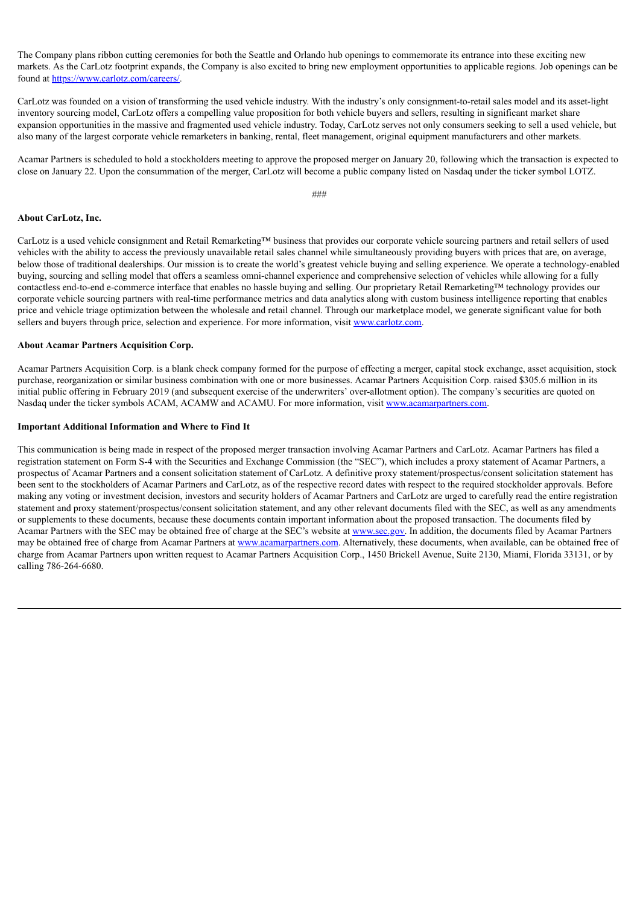The Company plans ribbon cutting ceremonies for both the Seattle and Orlando hub openings to commemorate its entrance into these exciting new markets. As the CarLotz footprint expands, the Company is also excited to bring new employment opportunities to applicable regions. Job openings can be found at https://www.carlotz.com/careers/.

CarLotz was founded on a vision of transforming the used vehicle industry. With the industry's only consignment-to-retail sales model and its asset-light inventory sourcing model, CarLotz offers a compelling value proposition for both vehicle buyers and sellers, resulting in significant market share expansion opportunities in the massive and fragmented used vehicle industry. Today, CarLotz serves not only consumers seeking to sell a used vehicle, but also many of the largest corporate vehicle remarketers in banking, rental, fleet management, original equipment manufacturers and other markets.

Acamar Partners is scheduled to hold a stockholders meeting to approve the proposed merger on January 20, following which the transaction is expected to close on January 22. Upon the consummation of the merger, CarLotz will become a public company listed on Nasdaq under the ticker symbol LOTZ.

###

**About CarLotz, Inc.**

CarLotz is a used vehicle consignment and Retail Remarketing™ business that provides our corporate vehicle sourcing partners and retail sellers of used vehicles with the ability to access the previously unavailable retail sales channel while simultaneously providing buyers with prices that are, on average, below those of traditional dealerships. Our mission is to create the world's greatest vehicle buying and selling experience. We operate a technology-enabled buying, sourcing and selling model that offers a seamless omni-channel experience and comprehensive selection of vehicles while allowing for a fully contactless end-to-end e-commerce interface that enables no hassle buying and selling. Our proprietary Retail Remarketing™ technology provides our corporate vehicle sourcing partners with real-time performance metrics and data analytics along with custom business intelligence reporting that enables price and vehicle triage optimization between the wholesale and retail channel. Through our marketplace model, we generate significant value for both sellers and buyers through price, selection and experience. For more information, visit www.carlotz.com.

**About Acamar Partners Acquisition Corp.**

Acamar Partners Acquisition Corp. is a blank check company formed for the purpose of effecting a merger, capital stock exchange, asset acquisition, stock purchase, reorganization or similar business combination with one or more businesses. Acamar Partners Acquisition Corp. raised $305.6 million in its initial public offering in February 2019 (and subsequent exercise of the underwriters' over-allotment option). The company's securities are quoted on Nasdaq under the ticker symbols ACAM, ACAMW and ACAMU. For more information, visit www.acamarpartners.com.

**Important Additional Information and Where to Find It**

This communication is being made in respect of the proposed merger transaction involving Acamar Partners and CarLotz. Acamar Partners has filed a registration statement on Form S-4 with the Securities and Exchange Commission (the "SEC"), which includes a proxy statement of Acamar Partners, a prospectus of Acamar Partners and a consent solicitation statement of CarLotz. A definitive proxy statement/prospectus/consent solicitation statement has been sent to the stockholders of Acamar Partners and CarLotz, as of the respective record dates with respect to the required stockholder approvals. Before making any voting or investment decision, investors and security holders of Acamar Partners and CarLotz are urged to carefully read the entire registration statement and proxy statement/prospectus/consent solicitation statement, and any other relevant documents filed with the SEC, as well as any amendments or supplements to these documents, because these documents contain important information about the proposed transaction. The documents filed by Acamar Partners with the SEC may be obtained free of charge at the SEC's website at www.sec.gov. In addition, the documents filed by Acamar Partners may be obtained free of charge from Acamar Partners at www.acamarpartners.com. Alternatively, these documents, when available, can be obtained free of charge from Acamar Partners upon written request to Acamar Partners Acquisition Corp., 1450 Brickell Avenue, Suite 2130, Miami, Florida 33131, or by calling 786-264-6680.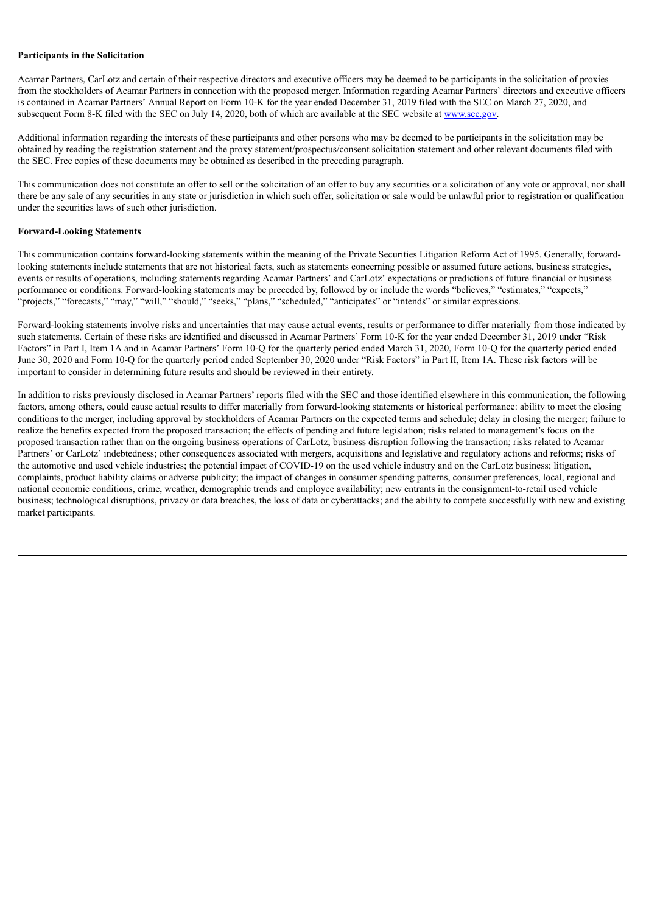**Participants in the Solicitation**

Acamar Partners, CarLotz and certain of their respective directors and executive officers may be deemed to be participants in the solicitation of proxies from the stockholders of Acamar Partners in connection with the proposed merger. Information regarding Acamar Partners' directors and executive officers is contained in Acamar Partners' Annual Report on Form 10-K for the year ended December 31, 2019 filed with the SEC on March 27, 2020, and subsequent Form 8-K filed with the SEC on July 14, 2020, both of which are available at the SEC website at www.sec.gov.

Additional information regarding the interests of these participants and other persons who may be deemed to be participants in the solicitation may be obtained by reading the registration statement and the proxy statement/prospectus/consent solicitation statement and other relevant documents filed with the SEC. Free copies of these documents may be obtained as described in the preceding paragraph.

This communication does not constitute an offer to sell or the solicitation of an offer to buy any securities or a solicitation of any vote or approval, nor shall there be any sale of any securities in any state or jurisdiction in which such offer, solicitation or sale would be unlawful prior to registration or qualification under the securities laws of such other jurisdiction.

**Forward-Looking Statements**

This communication contains forward-looking statements within the meaning of the Private Securities Litigation Reform Act of 1995. Generally, forward-looking statements include statements that are not historical facts, such as statements concerning possible or assumed future actions, business strategies, events or results of operations, including statements regarding Acamar Partners' and CarLotz' expectations or predictions of future financial or business performance or conditions. Forward-looking statements may be preceded by, followed by or include the words "believes," "estimates," "expects," "projects," "forecasts," "may," "will," "should," "seeks," "plans," "scheduled," "anticipates" or "intends" or similar expressions.

Forward-looking statements involve risks and uncertainties that may cause actual events, results or performance to differ materially from those indicated by such statements. Certain of these risks are identified and discussed in Acamar Partners' Form 10-K for the year ended December 31, 2019 under "Risk Factors" in Part I, Item 1A and in Acamar Partners' Form 10-Q for the quarterly period ended March 31, 2020, Form 10-Q for the quarterly period ended June 30, 2020 and Form 10-Q for the quarterly period ended September 30, 2020 under "Risk Factors" in Part II, Item 1A. These risk factors will be important to consider in determining future results and should be reviewed in their entirety.

In addition to risks previously disclosed in Acamar Partners' reports filed with the SEC and those identified elsewhere in this communication, the following factors, among others, could cause actual results to differ materially from forward-looking statements or historical performance: ability to meet the closing conditions to the merger, including approval by stockholders of Acamar Partners on the expected terms and schedule; delay in closing the merger; failure to realize the benefits expected from the proposed transaction; the effects of pending and future legislation; risks related to management's focus on the proposed transaction rather than on the ongoing business operations of CarLotz; business disruption following the transaction; risks related to Acamar Partners' or CarLotz' indebtedness; other consequences associated with mergers, acquisitions and legislative and regulatory actions and reforms; risks of the automotive and used vehicle industries; the potential impact of COVID-19 on the used vehicle industry and on the CarLotz business; litigation, complaints, product liability claims or adverse publicity; the impact of changes in consumer spending patterns, consumer preferences, local, regional and national economic conditions, crime, weather, demographic trends and employee availability; new entrants in the consignment-to-retail used vehicle business; technological disruptions, privacy or data breaches, the loss of data or cyberattacks; and the ability to compete successfully with new and existing market participants.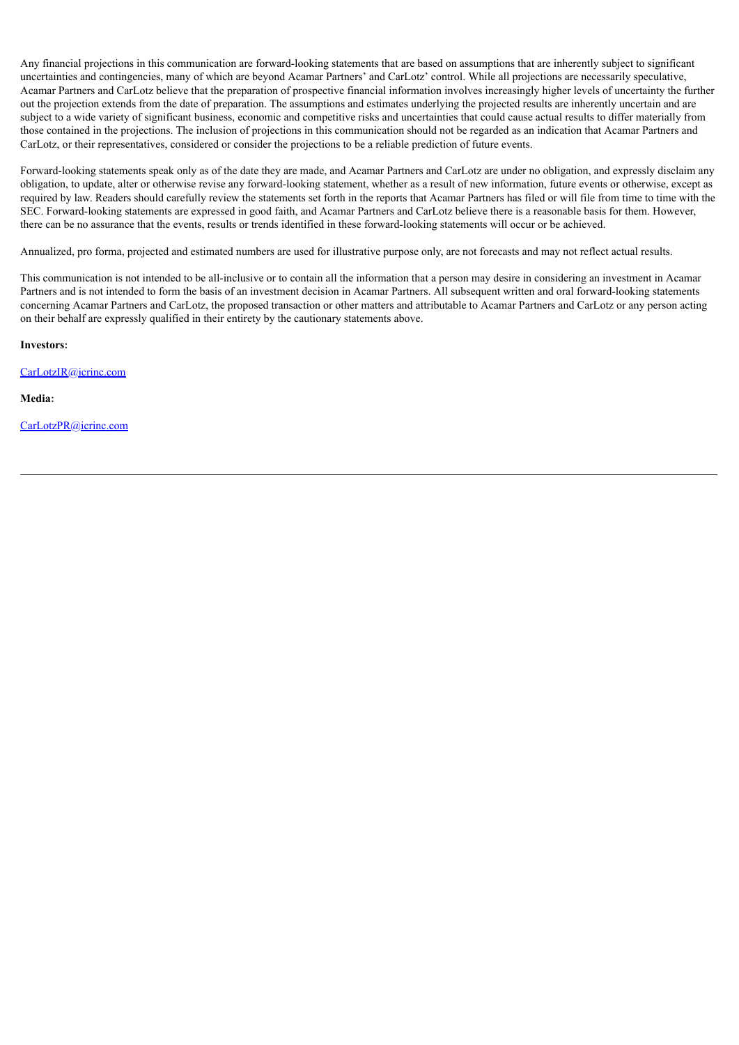Any financial projections in this communication are forward-looking statements that are based on assumptions that are inherently subject to significant uncertainties and contingencies, many of which are beyond Acamar Partners' and CarLotz' control. While all projections are necessarily speculative, Acamar Partners and CarLotz believe that the preparation of prospective financial information involves increasingly higher levels of uncertainty the further out the projection extends from the date of preparation. The assumptions and estimates underlying the projected results are inherently uncertain and are subject to a wide variety of significant business, economic and competitive risks and uncertainties that could cause actual results to differ materially from those contained in the projections. The inclusion of projections in this communication should not be regarded as an indication that Acamar Partners and CarLotz, or their representatives, considered or consider the projections to be a reliable prediction of future events.

Forward-looking statements speak only as of the date they are made, and Acamar Partners and CarLotz are under no obligation, and expressly disclaim any obligation, to update, alter or otherwise revise any forward-looking statement, whether as a result of new information, future events or otherwise, except as required by law. Readers should carefully review the statements set forth in the reports that Acamar Partners has filed or will file from time to time with the SEC. Forward-looking statements are expressed in good faith, and Acamar Partners and CarLotz believe there is a reasonable basis for them. However, there can be no assurance that the events, results or trends identified in these forward-looking statements will occur or be achieved.

Annualized, pro forma, projected and estimated numbers are used for illustrative purpose only, are not forecasts and may not reflect actual results.

This communication is not intended to be all-inclusive or to contain all the information that a person may desire in considering an investment in Acamar Partners and is not intended to form the basis of an investment decision in Acamar Partners. All subsequent written and oral forward-looking statements concerning Acamar Partners and CarLotz, the proposed transaction or other matters and attributable to Acamar Partners and CarLotz or any person acting on their behalf are expressly qualified in their entirety by the cautionary statements above.

**Investors:**

CarLotzIR@icrinc.com

**Media:**

CarLotzPR@icrinc.com